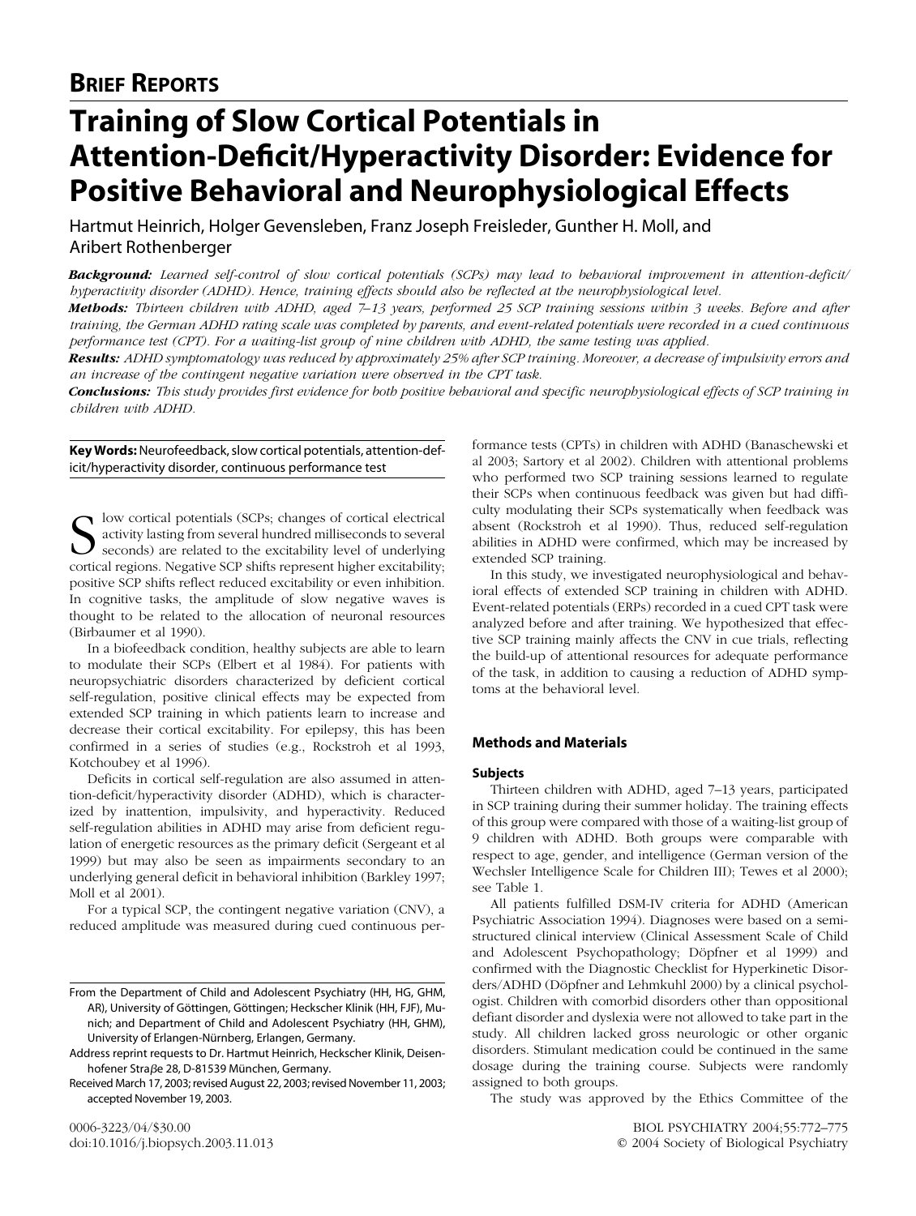## BRIEF REPORTS

# Training of Slow Cortical Potentials in Attention-Deficit/Hyperactivity Disorder: Evidence for Positive Behavioral and Neurophysiological Effects

Hartmut Heinrich, Holger Gevensleben, Franz Joseph Freisleder, Gunther H. Moll, and Aribert Rothenberger

***Background:*** *Learned self-control of slow cortical potentials (SCPs) may lead to behavioral improvement in attention-deficit/hyperactivity disorder (ADHD). Hence, training effects should also be reflected at the neurophysiological level.*

***Methods:*** *Thirteen children with ADHD, aged 7–13 years, performed 25 SCP training sessions within 3 weeks. Before and after training, the German ADHD rating scale was completed by parents, and event-related potentials were recorded in a cued continuous performance test (CPT). For a waiting-list group of nine children with ADHD, the same testing was applied.*

***Results:*** *ADHD symptomatology was reduced by approximately 25% after SCP training. Moreover, a decrease of impulsivity errors and an increase of the contingent negative variation were observed in the CPT task.*

***Conclusions:*** *This study provides first evidence for both positive behavioral and specific neurophysiological effects of SCP training in children with ADHD.*

**Key Words:** Neurofeedback, slow cortical potentials, attention-deficit/hyperactivity disorder, continuous performance test

Slow cortical potentials (SCPs; changes of cortical electrical activity lasting from several hundred milliseconds to several seconds) are related to the excitability level of underlying cortical regions. Negative SCP shifts represent higher excitability; positive SCP shifts reflect reduced excitability or even inhibition. In cognitive tasks, the amplitude of slow negative waves is thought to be related to the allocation of neuronal resources (Birbaumer et al 1990).

In a biofeedback condition, healthy subjects are able to learn to modulate their SCPs (Elbert et al 1984). For patients with neuropsychiatric disorders characterized by deficient cortical self-regulation, positive clinical effects may be expected from extended SCP training in which patients learn to increase and decrease their cortical excitability. For epilepsy, this has been confirmed in a series of studies (e.g., Rockstroh et al 1993, Kotchoubey et al 1996).

Deficits in cortical self-regulation are also assumed in attention-deficit/hyperactivity disorder (ADHD), which is characterized by inattention, impulsivity, and hyperactivity. Reduced self-regulation abilities in ADHD may arise from deficient regulation of energetic resources as the primary deficit (Sergeant et al 1999) but may also be seen as impairments secondary to an underlying general deficit in behavioral inhibition (Barkley 1997; Moll et al 2001).

For a typical SCP, the contingent negative variation (CNV), a reduced amplitude was measured during cued continuous performance tests (CPTs) in children with ADHD (Banaschewski et al 2003; Sartory et al 2002). Children with attentional problems who performed two SCP training sessions learned to regulate their SCPs when continuous feedback was given but had difficulty modulating their SCPs systematically when feedback was absent (Rockstroh et al 1990). Thus, reduced self-regulation abilities in ADHD were confirmed, which may be increased by extended SCP training.

In this study, we investigated neurophysiological and behavioral effects of extended SCP training in children with ADHD. Event-related potentials (ERPs) recorded in a cued CPT task were analyzed before and after training. We hypothesized that effective SCP training mainly affects the CNV in cue trials, reflecting the build-up of attentional resources for adequate performance of the task, in addition to causing a reduction of ADHD symptoms at the behavioral level.

## Methods and Materials

### Subjects

Thirteen children with ADHD, aged 7–13 years, participated in SCP training during their summer holiday. The training effects of this group were compared with those of a waiting-list group of 9 children with ADHD. Both groups were comparable with respect to age, gender, and intelligence (German version of the Wechsler Intelligence Scale for Children III); Tewes et al 2000); see Table 1.

All patients fulfilled DSM-IV criteria for ADHD (American Psychiatric Association 1994). Diagnoses were based on a semi-structured clinical interview (Clinical Assessment Scale of Child and Adolescent Psychopathology; Döpfner et al 1999) and confirmed with the Diagnostic Checklist for Hyperkinetic Disorders/ADHD (Döpfner and Lehmkuhl 2000) by a clinical psychologist. Children with comorbid disorders other than oppositional defiant disorder and dyslexia were not allowed to take part in the study. All children lacked gross neurologic or other organic disorders. Stimulant medication could be continued in the same dosage during the training course. Subjects were randomly assigned to both groups.

The study was approved by the Ethics Committee of the

From the Department of Child and Adolescent Psychiatry (HH, HG, GHM, AR), University of Göttingen, Göttingen; Heckscher Klinik (HH, FJF), Munich; and Department of Child and Adolescent Psychiatry (HH, GHM), University of Erlangen-Nürnberg, Erlangen, Germany.

Address reprint requests to Dr. Hartmut Heinrich, Heckscher Klinik, Deisenhofener Straße 28, D-81539 München, Germany.

Received March 17, 2003; revised August 22, 2003; revised November 11, 2003; accepted November 19, 2003.

0006-3223/04/$30.00
doi:10.1016/j.biopsych.2003.11.013

© 2004 Society of Biological Psychiatry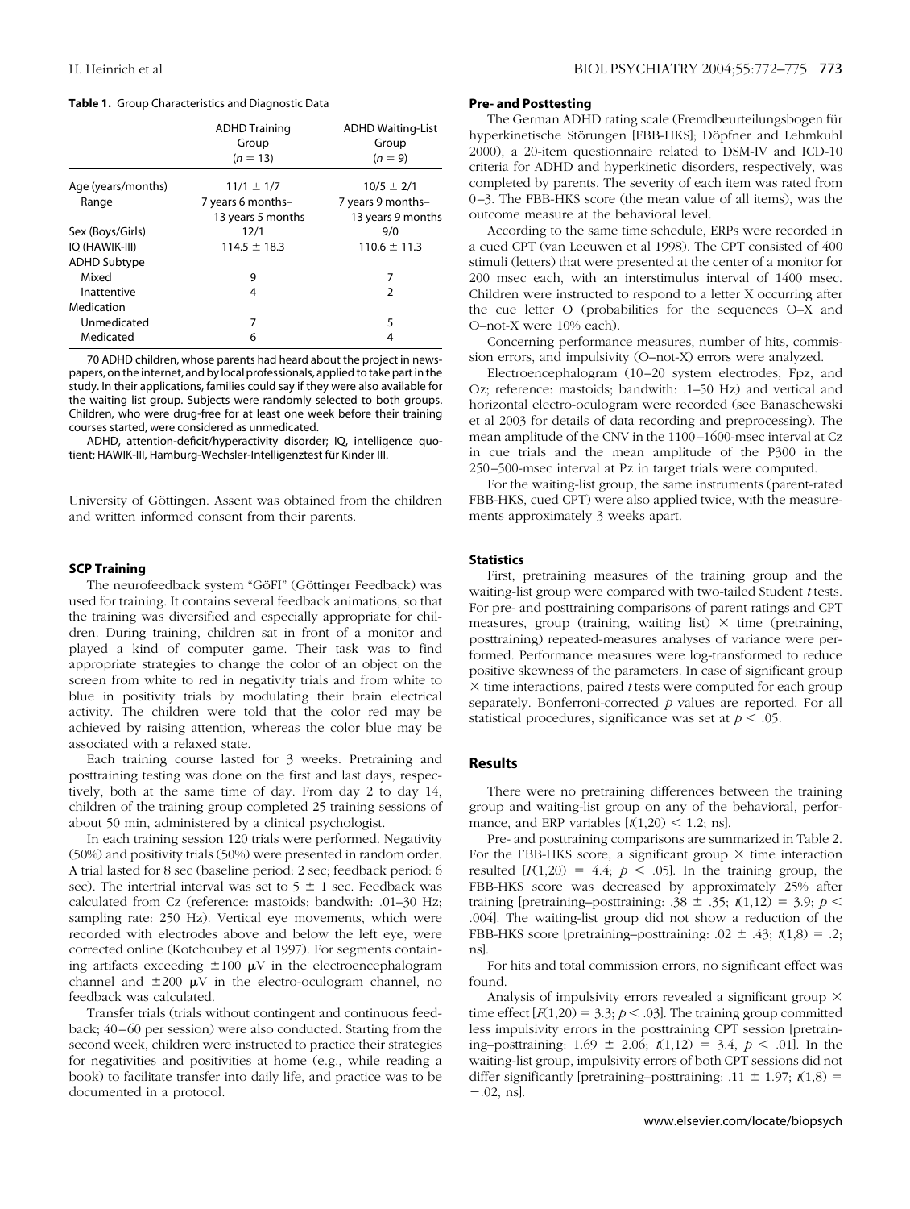**Table 1.** Group Characteristics and Diagnostic Data

| | ADHD Training Group ($n = 13$) | ADHD Waiting-List Group ($n = 9$) |
|---|---|---|
| Age (years/months) | 11/1 ± 1/7 | 10/5 ± 2/1 |
| Range | 7 years 6 months–13 years 5 months | 7 years 9 months–13 years 9 months |
| Sex (Boys/Girls) | 12/1 | 9/0 |
| IQ (HAWIK-III) | 114.5 ± 18.3 | 110.6 ± 11.3 |
| ADHD Subtype | | |
| Mixed | 9 | 7 |
| Inattentive | 4 | 2 |
| Medication | | |
| Unmedicated | 7 | 5 |
| Medicated | 6 | 4 |

70 ADHD children, whose parents had heard about the project in newspapers, on the internet, and by local professionals, applied to take part in the study. In their applications, families could say if they were also available for the waiting list group. Subjects were randomly selected to both groups. Children, who were drug-free for at least one week before their training courses started, were considered as unmedicated.

ADHD, attention-deficit/hyperactivity disorder; IQ, intelligence quotient; HAWIK-III, Hamburg-Wechsler-Intelligenztest für Kinder III.

University of Göttingen. Assent was obtained from the children and written informed consent from their parents.

### SCP Training

The neurofeedback system "GöFI" (Göttinger Feedback) was used for training. It contains several feedback animations, so that the training was diversified and especially appropriate for children. During training, children sat in front of a monitor and played a kind of computer game. Their task was to find appropriate strategies to change the color of an object on the screen from white to red in negativity trials and from white to blue in positivity trials by modulating their brain electrical activity. The children were told that the color red may be achieved by raising attention, whereas the color blue may be associated with a relaxed state.

Each training course lasted for 3 weeks. Pretraining and posttraining testing was done on the first and last days, respectively, both at the same time of day. From day 2 to day 14, children of the training group completed 25 training sessions of about 50 min, administered by a clinical psychologist.

In each training session 120 trials were performed. Negativity (50%) and positivity trials (50%) were presented in random order. A trial lasted for 8 sec (baseline period: 2 sec; feedback period: 6 sec). The intertrial interval was set to 5 ± 1 sec. Feedback was calculated from Cz (reference: mastoids; bandwith: .01–30 Hz; sampling rate: 250 Hz). Vertical eye movements, which were recorded with electrodes above and below the left eye, were corrected online (Kotchoubey et al 1997). For segments containing artifacts exceeding ±100 μV in the electroencephalogram channel and ±200 μV in the electro-oculogram channel, no feedback was calculated.

Transfer trials (trials without contingent and continuous feedback; 40–60 per session) were also conducted. Starting from the second week, children were instructed to practice their strategies for negativities and positivities at home (e.g., while reading a book) to facilitate transfer into daily life, and practice was to be documented in a protocol.

### Pre- and Posttesting

The German ADHD rating scale (Fremdbeurteilungsbogen für hyperkinetische Störungen [FBB-HKS]; Döpfner and Lehmkuhl 2000), a 20-item questionnaire related to DSM-IV and ICD-10 criteria for ADHD and hyperkinetic disorders, respectively, was completed by parents. The severity of each item was rated from 0–3. The FBB-HKS score (the mean value of all items), was the outcome measure at the behavioral level.

According to the same time schedule, ERPs were recorded in a cued CPT (van Leeuwen et al 1998). The CPT consisted of 400 stimuli (letters) that were presented at the center of a monitor for 200 msec each, with an interstimulus interval of 1400 msec. Children were instructed to respond to a letter X occurring after the cue letter O (probabilities for the sequences O–X and O–not-X were 10% each).

Concerning performance measures, number of hits, commission errors, and impulsivity (O–not-X) errors were analyzed.

Electroencephalogram (10–20 system electrodes, Fpz, and Oz; reference: mastoids; bandwith: .1–50 Hz) and vertical and horizontal electro-oculogram were recorded (see Banaschewski et al 2003 for details of data recording and preprocessing). The mean amplitude of the CNV in the 1100–1600-msec interval at Cz in cue trials and the mean amplitude of the P300 in the 250–500-msec interval at Pz in target trials were computed.

For the waiting-list group, the same instruments (parent-rated FBB-HKS, cued CPT) were also applied twice, with the measurements approximately 3 weeks apart.

### Statistics

First, pretraining measures of the training group and the waiting-list group were compared with two-tailed Student $t$ tests. For pre- and posttraining comparisons of parent ratings and CPT measures, group (training, waiting list) × time (pretraining, posttraining) repeated-measures analyses of variance were performed. Performance measures were log-transformed to reduce positive skewness of the parameters. In case of significant group × time interactions, paired $t$ tests were computed for each group separately. Bonferroni-corrected $p$ values are reported. For all statistical procedures, significance was set at $p < .05$.

## Results

There were no pretraining differences between the training group and waiting-list group on any of the behavioral, performance, and ERP variables [$t(1,20) < 1.2$; ns].

Pre- and posttraining comparisons are summarized in Table 2. For the FBB-HKS score, a significant group × time interaction resulted [$F(1,20) = 4.4$; $p < .05$]. In the training group, the FBB-HKS score was decreased by approximately 25% after training [pretraining–posttraining: .38 ± .35; $t(1,12) = 3.9$; $p < .004$]. The waiting-list group did not show a reduction of the FBB-HKS score [pretraining–posttraining: .02 ± .43; $t(1,8) = .2$; ns].

For hits and total commission errors, no significant effect was found.

Analysis of impulsivity errors revealed a significant group × time effect [$F(1,20) = 3.3$; $p < .03$]. The training group committed less impulsivity errors in the posttraining CPT session [pretraining–posttraining: 1.69 ± 2.06; $t(1,12) = 3.4$, $p < .01$]. In the waiting-list group, impulsivity errors of both CPT sessions did not differ significantly [pretraining–posttraining: .11 ± 1.97; $t(1,8) = -.02$, ns].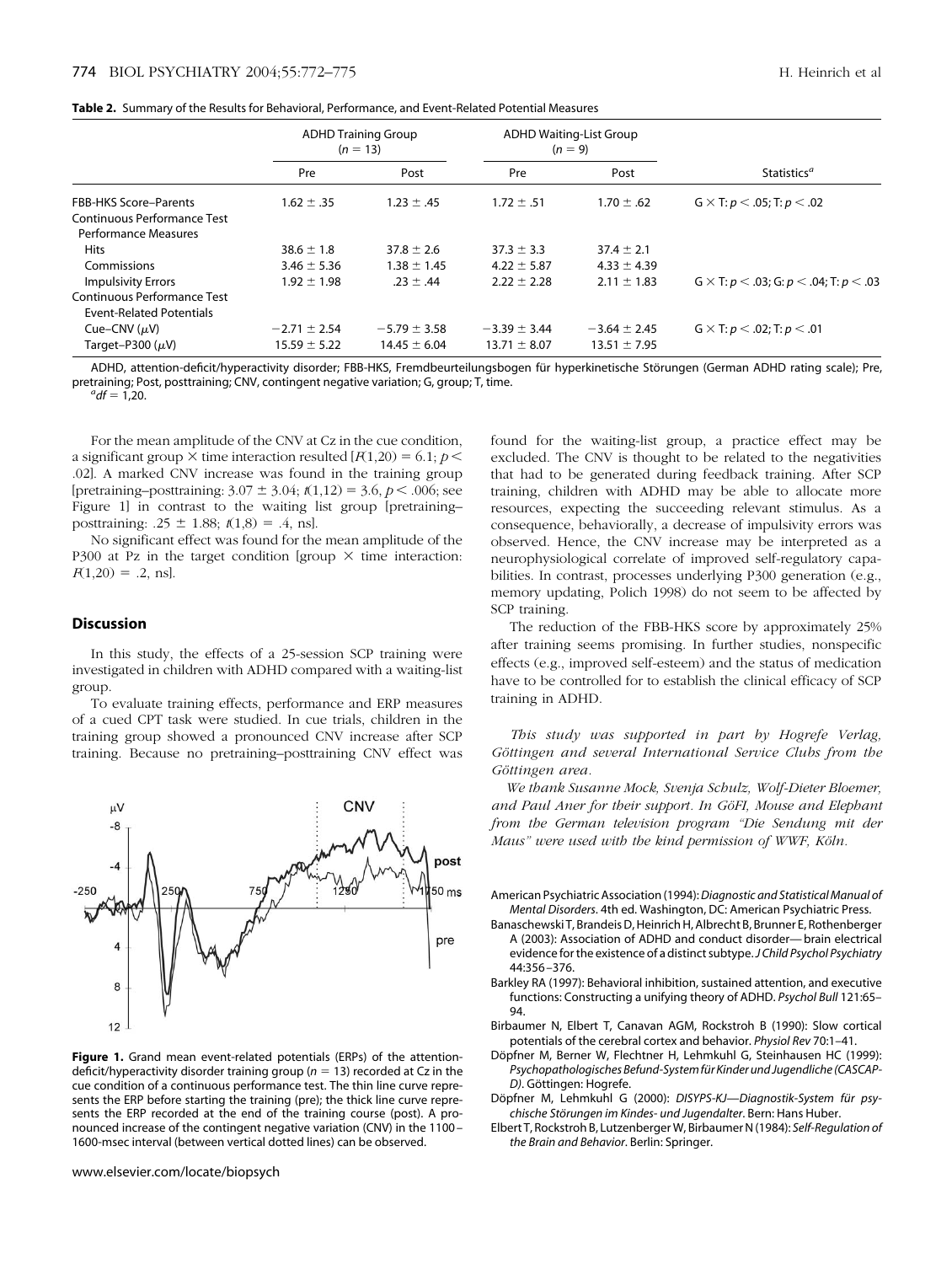**Table 2.** Summary of the Results for Behavioral, Performance, and Event-Related Potential Measures

| | ADHD Training Group ($n = 13$) | | ADHD Waiting-List Group ($n = 9$) | | |
|---|---|---|---|---|---|
| | Pre | Post | Pre | Post | Statistics[a] |
| FBB-HKS Score–Parents | 1.62 ± .35 | 1.23 ± .45 | 1.72 ± .51 | 1.70 ± .62 | G × T: $p < .05$; T: $p < .02$ |
| Continuous Performance Test Performance Measures | | | | | |
| Hits | 38.6 ± 1.8 | 37.8 ± 2.6 | 37.3 ± 3.3 | 37.4 ± 2.1 | |
| Commissions | 3.46 ± 5.36 | 1.38 ± 1.45 | 4.22 ± 5.87 | 4.33 ± 4.39 | |
| Impulsivity Errors | 1.92 ± 1.98 | .23 ± .44 | 2.22 ± 2.28 | 2.11 ± 1.83 | G × T: $p < .03$; G: $p < .04$; T: $p < .03$ |
| Continuous Performance Test Event-Related Potentials | | | | | |
| Cue–CNV (μV) | −2.71 ± 2.54 | −5.79 ± 3.58 | −3.39 ± 3.44 | −3.64 ± 2.45 | G × T: $p < .02$; T: $p < .01$ |
| Target–P300 (μV) | 15.59 ± 5.22 | 14.45 ± 6.04 | 13.71 ± 8.07 | 13.51 ± 7.95 | |

ADHD, attention-deficit/hyperactivity disorder; FBB-HKS, Fremdbeurteilungsbogen für hyperkinetische Störungen (German ADHD rating scale); Pre, pretraining; Post, posttraining; CNV, contingent negative variation; G, group; T, time.
[a] $df = 1{,}20$.

For the mean amplitude of the CNV at Cz in the cue condition, a significant group × time interaction resulted [$F(1,20) = 6.1$; $p < .02$]. A marked CNV increase was found in the training group [pretraining–posttraining: $3.07 \pm 3.04$; $t(1,12) = 3.6$, $p < .006$; see Figure 1] in contrast to the waiting list group [pretraining–posttraining: $.25 \pm 1.88$; $t(1,8) = .4$, ns].

No significant effect was found for the mean amplitude of the P300 at Pz in the target condition [group × time interaction: $F(1,20) = .2$, ns].

## Discussion

In this study, the effects of a 25-session SCP training were investigated in children with ADHD compared with a waiting-list group.

To evaluate training effects, performance and ERP measures of a cued CPT task were studied. In cue trials, children in the training group showed a pronounced CNV increase after SCP training. Because no pretraining–posttraining CNV effect was found for the waiting-list group, a practice effect may be excluded. The CNV is thought to be related to the negativities that had to be generated during feedback training. After SCP training, children with ADHD may be able to allocate more resources, expecting the succeeding relevant stimulus. As a consequence, behaviorally, a decrease of impulsivity errors was observed. Hence, the CNV increase may be interpreted as a neurophysiological correlate of improved self-regulatory capabilities. In contrast, processes underlying P300 generation (e.g., memory updating, Polich 1998) do not seem to be affected by SCP training.

The reduction of the FBB-HKS score by approximately 25% after training seems promising. In further studies, nonspecific effects (e.g., improved self-esteem) and the status of medication have to be controlled for to establish the clinical efficacy of SCP training in ADHD.

*This study was supported in part by Hogrefe Verlag, Göttingen and several International Service Clubs from the Göttingen area.*

*We thank Susanne Mock, Svenja Schulz, Wolf-Dieter Bloemer, and Paul Aner for their support. In GöFI, Mouse and Elephant from the German television program "Die Sendung mit der Maus" were used with the kind permission of WWF, Köln.*

**Figure 1.** Grand mean event-related potentials (ERPs) of the attention-deficit/hyperactivity disorder training group ($n = 13$) recorded at Cz in the cue condition of a continuous performance test. The thin line curve represents the ERP before starting the training (pre); the thick line curve represents the ERP recorded at the end of the training course (post). A pronounced increase of the contingent negative variation (CNV) in the 1100–1600-msec interval (between vertical dotted lines) can be observed.

American Psychiatric Association (1994): *Diagnostic and Statistical Manual of Mental Disorders*. 4th ed. Washington, DC: American Psychiatric Press.

Banaschewski T, Brandeis D, Heinrich H, Albrecht B, Brunner E, Rothenberger A (2003): Association of ADHD and conduct disorder—brain electrical evidence for the existence of a distinct subtype. *J Child Psychol Psychiatry* 44:356–376.

Barkley RA (1997): Behavioral inhibition, sustained attention, and executive functions: Constructing a unifying theory of ADHD. *Psychol Bull* 121:65–94.

Birbaumer N, Elbert T, Canavan AGM, Rockstroh B (1990): Slow cortical potentials of the cerebral cortex and behavior. *Physiol Rev* 70:1–41.

Döpfner M, Berner W, Flechtner H, Lehmkuhl G, Steinhausen HC (1999): *Psychopathologisches Befund-System für Kinder und Jugendliche (CASCAP-D)*. Göttingen: Hogrefe.

Döpfner M, Lehmkuhl G (2000): *DISYPS-KJ—Diagnostik-System für psychische Störungen im Kindes- und Jugendalter*. Bern: Hans Huber.

Elbert T, Rockstroh B, Lutzenberger W, Birbaumer N (1984): *Self-Regulation of the Brain and Behavior*. Berlin: Springer.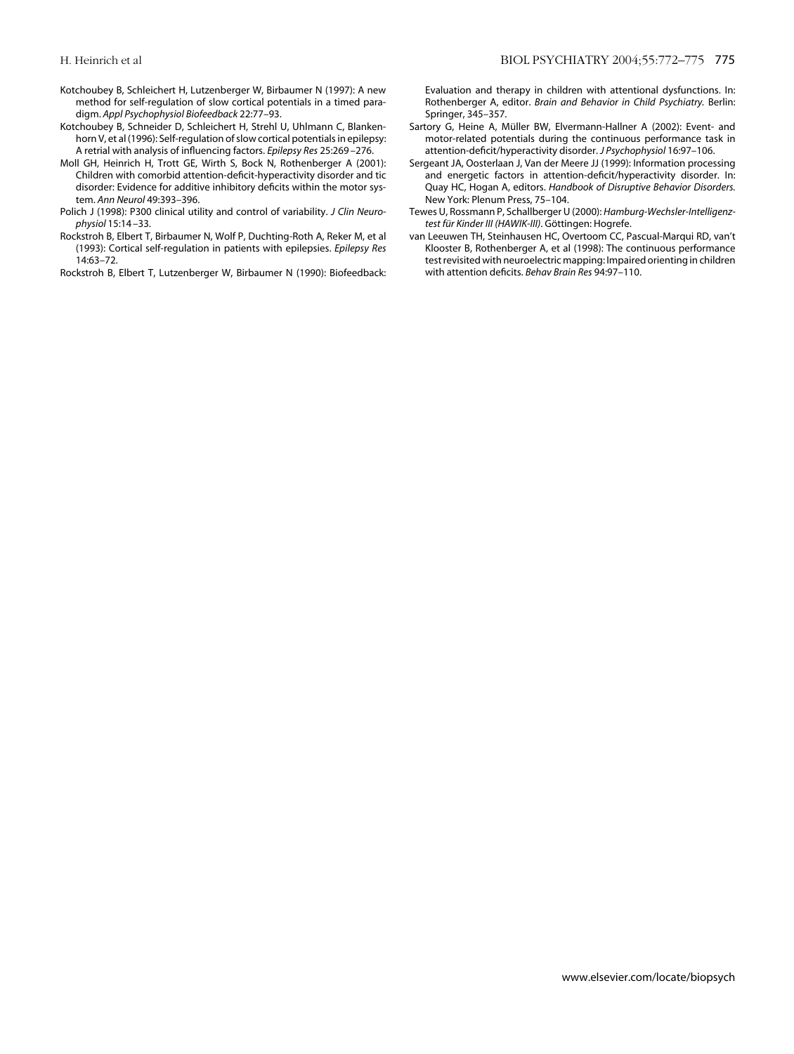Kotchoubey B, Schleichert H, Lutzenberger W, Birbaumer N (1997): A new method for self-regulation of slow cortical potentials in a timed paradigm. *Appl Psychophysiol Biofeedback* 22:77–93.

Kotchoubey B, Schneider D, Schleichert H, Strehl U, Uhlmann C, Blankenhorn V, et al (1996): Self-regulation of slow cortical potentials in epilepsy: A retrial with analysis of influencing factors. *Epilepsy Res* 25:269–276.

Moll GH, Heinrich H, Trott GE, Wirth S, Bock N, Rothenberger A (2001): Children with comorbid attention-deficit-hyperactivity disorder and tic disorder: Evidence for additive inhibitory deficits within the motor system. *Ann Neurol* 49:393–396.

Polich J (1998): P300 clinical utility and control of variability. *J Clin Neurophysiol* 15:14–33.

Rockstroh B, Elbert T, Birbaumer N, Wolf P, Duchting-Roth A, Reker M, et al (1993): Cortical self-regulation in patients with epilepsies. *Epilepsy Res* 14:63–72.

Rockstroh B, Elbert T, Lutzenberger W, Birbaumer N (1990): Biofeedback: Evaluation and therapy in children with attentional dysfunctions. In: Rothenberger A, editor. *Brain and Behavior in Child Psychiatry.* Berlin: Springer, 345–357.

Sartory G, Heine A, Müller BW, Elvermann-Hallner A (2002): Event- and motor-related potentials during the continuous performance task in attention-deficit/hyperactivity disorder. *J Psychophysiol* 16:97–106.

Sergeant JA, Oosterlaan J, Van der Meere JJ (1999): Information processing and energetic factors in attention-deficit/hyperactivity disorder. In: Quay HC, Hogan A, editors. *Handbook of Disruptive Behavior Disorders.* New York: Plenum Press, 75–104.

Tewes U, Rossmann P, Schallberger U (2000): *Hamburg-Wechsler-Intelligenztest für Kinder III (HAWIK-III)*. Göttingen: Hogrefe.

van Leeuwen TH, Steinhausen HC, Overtoom CC, Pascual-Marqui RD, van't Klooster B, Rothenberger A, et al (1998): The continuous performance test revisited with neuroelectric mapping: Impaired orienting in children with attention deficits. *Behav Brain Res* 94:97–110.